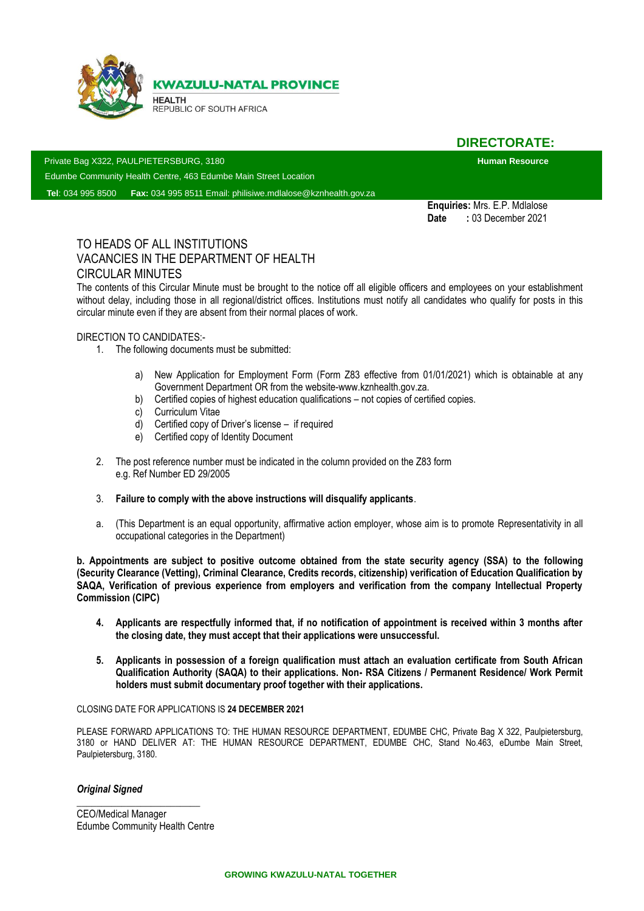**KWAZULU-NATAL PROVINCE**

**HEALTH**
REPUBLIC OF SOUTH AFRICA

**DIRECTORATE:**

Private Bag X322, PAULPIETERSBURG, 3180
Edumbe Community Health Centre, 463 Edumbe Main Street Location
**Tel**: 034 995 8500 **Fax:** 034 995 8511 Email: philisiwe.mdlalose@kznhealth.gov.za

**Human Resource**

**Enquiries:** Mrs. E.P. Mdlalose
**Date** : 03 December 2021

TO HEADS OF ALL INSTITUTIONS
VACANCIES IN THE DEPARTMENT OF HEALTH
CIRCULAR MINUTES

The contents of this Circular Minute must be brought to the notice off all eligible officers and employees on your establishment without delay, including those in all regional/district offices. Institutions must notify all candidates who qualify for posts in this circular minute even if they are absent from their normal places of work.

DIRECTION TO CANDIDATES:-

1. The following documents must be submitted:

   a) New Application for Employment Form (Form Z83 effective from 01/01/2021) which is obtainable at any Government Department OR from the website-www.kznhealth.gov.za.
   b) Certified copies of highest education qualifications – not copies of certified copies.
   c) Curriculum Vitae
   d) Certified copy of Driver's license – if required
   e) Certified copy of Identity Document

2. The post reference number must be indicated in the column provided on the Z83 form e.g. Ref Number ED 29/2005

3. **Failure to comply with the above instructions will disqualify applicants**.

a. (This Department is an equal opportunity, affirmative action employer, whose aim is to promote Representativity in all occupational categories in the Department)

**b. Appointments are subject to positive outcome obtained from the state security agency (SSA) to the following (Security Clearance (Vetting), Criminal Clearance, Credits records, citizenship) verification of Education Qualification by SAQA, Verification of previous experience from employers and verification from the company Intellectual Property Commission (CIPC)**

4. **Applicants are respectfully informed that, if no notification of appointment is received within 3 months after the closing date, they must accept that their applications were unsuccessful.**

5. **Applicants in possession of a foreign qualification must attach an evaluation certificate from South African Qualification Authority (SAQA) to their applications. Non- RSA Citizens / Permanent Residence/ Work Permit holders must submit documentary proof together with their applications.**

CLOSING DATE FOR APPLICATIONS IS **24 DECEMBER 2021**

PLEASE FORWARD APPLICATIONS TO: THE HUMAN RESOURCE DEPARTMENT, EDUMBE CHC, Private Bag X 322, Paulpietersburg, 3180 or HAND DELIVER AT: THE HUMAN RESOURCE DEPARTMENT, EDUMBE CHC, Stand No.463, eDumbe Main Street, Paulpietersburg, 3180.

***Original Signed***

\_\_\_\_\_\_\_\_\_\_\_\_\_\_\_\_\_\_\_\_\_\_\_\_\_\_
CEO/Medical Manager
Edumbe Community Health Centre

**GROWING KWAZULU-NATAL TOGETHER**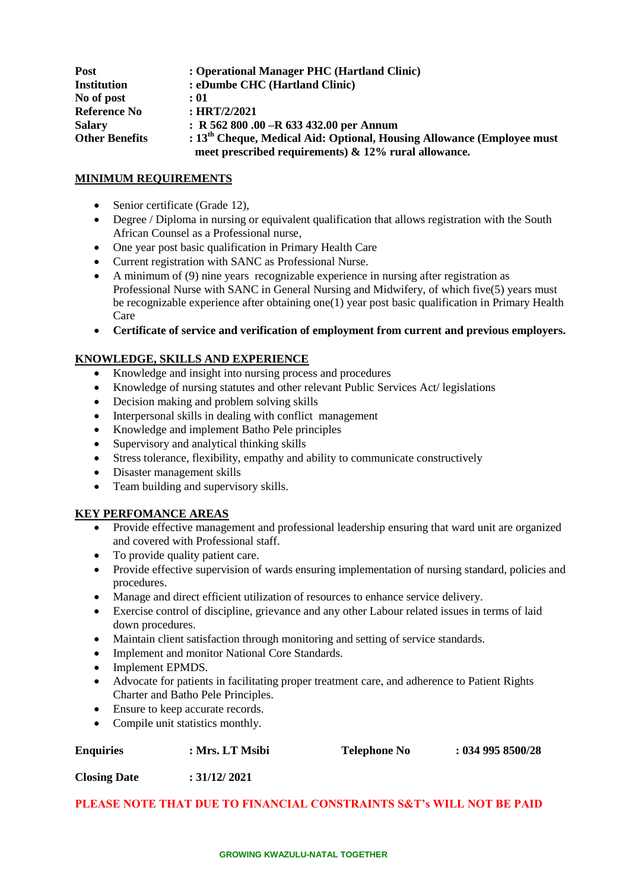| | |
|---|---|
| **Post** | **: Operational Manager PHC (Hartland Clinic)** |
| **Institution** | **: eDumbe CHC (Hartland Clinic)** |
| **No of post** | **: 01** |
| **Reference No** | **: HRT/2/2021** |
| **Salary** | **: R 562 800 .00 –R 633 432.00 per Annum** |
| **Other Benefits** | **: 13th Cheque, Medical Aid: Optional, Housing Allowance (Employee must meet prescribed requirements) & 12% rural allowance.** |

## MINIMUM REQUIREMENTS

- Senior certificate (Grade 12),
- Degree / Diploma in nursing or equivalent qualification that allows registration with the South African Counsel as a Professional nurse,
- One year post basic qualification in Primary Health Care
- Current registration with SANC as Professional Nurse.
- A minimum of (9) nine years recognizable experience in nursing after registration as Professional Nurse with SANC in General Nursing and Midwifery, of which five(5) years must be recognizable experience after obtaining one(1) year post basic qualification in Primary Health Care
- **Certificate of service and verification of employment from current and previous employers.**

## KNOWLEDGE, SKILLS AND EXPERIENCE

- Knowledge and insight into nursing process and procedures
- Knowledge of nursing statutes and other relevant Public Services Act/ legislations
- Decision making and problem solving skills
- Interpersonal skills in dealing with conflict management
- Knowledge and implement Batho Pele principles
- Supervisory and analytical thinking skills
- Stress tolerance, flexibility, empathy and ability to communicate constructively
- Disaster management skills
- Team building and supervisory skills.

## KEY PERFOMANCE AREAS

- Provide effective management and professional leadership ensuring that ward unit are organized and covered with Professional staff.
- To provide quality patient care.
- Provide effective supervision of wards ensuring implementation of nursing standard, policies and procedures.
- Manage and direct efficient utilization of resources to enhance service delivery.
- Exercise control of discipline, grievance and any other Labour related issues in terms of laid down procedures.
- Maintain client satisfaction through monitoring and setting of service standards.
- Implement and monitor National Core Standards.
- Implement EPMDS.
- Advocate for patients in facilitating proper treatment care, and adherence to Patient Rights Charter and Batho Pele Principles.
- Ensure to keep accurate records.
- Compile unit statistics monthly.

**Enquiries** **: Mrs. LT Msibi** **Telephone No** **: 034 995 8500/28**

**Closing Date** **: 31/12/ 2021**

**PLEASE NOTE THAT DUE TO FINANCIAL CONSTRAINTS S&T's WILL NOT BE PAID**